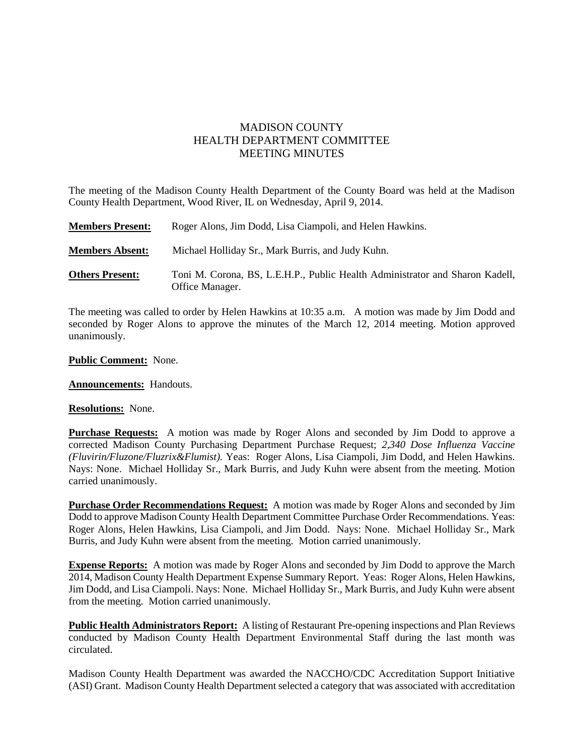# MADISON COUNTY
## HEALTH DEPARTMENT COMMITTEE
## MEETING MINUTES

The meeting of the Madison County Health Department of the County Board was held at the Madison County Health Department, Wood River, IL on Wednesday, April 9, 2014.

**Members Present:** Roger Alons, Jim Dodd, Lisa Ciampoli, and Helen Hawkins.

**Members Absent:** Michael Holliday Sr., Mark Burris, and Judy Kuhn.

**Others Present:** Toni M. Corona, BS, L.E.H.P., Public Health Administrator and Sharon Kadell, Office Manager.

The meeting was called to order by Helen Hawkins at 10:35 a.m. A motion was made by Jim Dodd and seconded by Roger Alons to approve the minutes of the March 12, 2014 meeting. Motion approved unanimously.

**Public Comment:** None.

**Announcements:** Handouts.

**Resolutions:** None.

**Purchase Requests:** A motion was made by Roger Alons and seconded by Jim Dodd to approve a corrected Madison County Purchasing Department Purchase Request; *2,340 Dose Influenza Vaccine (Fluvirin/Fluzone/Fluzrix&Flumist).* Yeas: Roger Alons, Lisa Ciampoli, Jim Dodd, and Helen Hawkins. Nays: None. Michael Holliday Sr., Mark Burris, and Judy Kuhn were absent from the meeting. Motion carried unanimously.

**Purchase Order Recommendations Request:** A motion was made by Roger Alons and seconded by Jim Dodd to approve Madison County Health Department Committee Purchase Order Recommendations. Yeas: Roger Alons, Helen Hawkins, Lisa Ciampoli, and Jim Dodd. Nays: None. Michael Holliday Sr., Mark Burris, and Judy Kuhn were absent from the meeting. Motion carried unanimously.

**Expense Reports:** A motion was made by Roger Alons and seconded by Jim Dodd to approve the March 2014, Madison County Health Department Expense Summary Report. Yeas: Roger Alons, Helen Hawkins, Jim Dodd, and Lisa Ciampoli. Nays: None. Michael Holliday Sr., Mark Burris, and Judy Kuhn were absent from the meeting. Motion carried unanimously.

**Public Health Administrators Report:** A listing of Restaurant Pre-opening inspections and Plan Reviews conducted by Madison County Health Department Environmental Staff during the last month was circulated.

Madison County Health Department was awarded the NACCHO/CDC Accreditation Support Initiative (ASI) Grant. Madison County Health Department selected a category that was associated with accreditation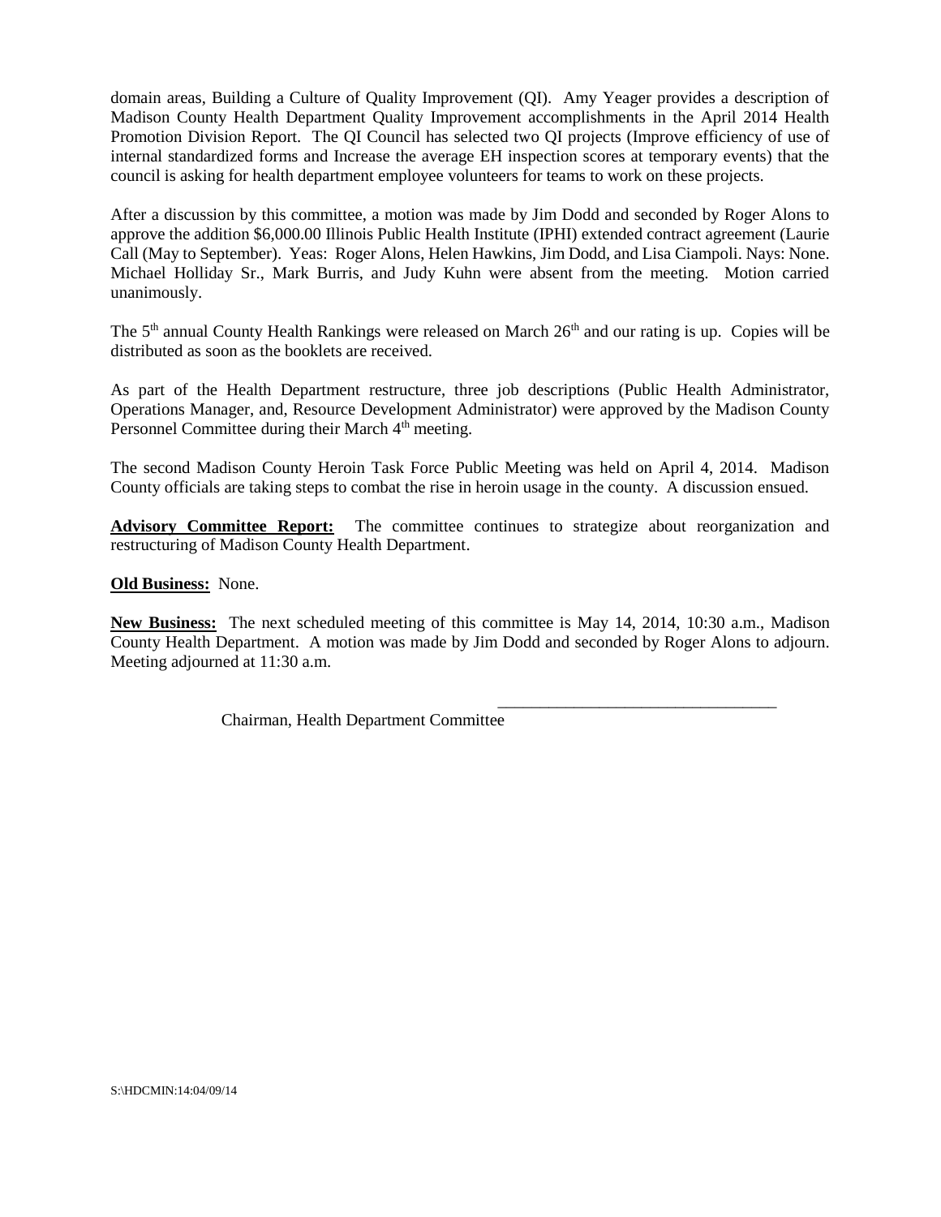domain areas, Building a Culture of Quality Improvement (QI). Amy Yeager provides a description of Madison County Health Department Quality Improvement accomplishments in the April 2014 Health Promotion Division Report. The QI Council has selected two QI projects (Improve efficiency of use of internal standardized forms and Increase the average EH inspection scores at temporary events) that the council is asking for health department employee volunteers for teams to work on these projects.

After a discussion by this committee, a motion was made by Jim Dodd and seconded by Roger Alons to approve the addition $6,000.00 Illinois Public Health Institute (IPHI) extended contract agreement (Laurie Call (May to September). Yeas: Roger Alons, Helen Hawkins, Jim Dodd, and Lisa Ciampoli. Nays: None. Michael Holliday Sr., Mark Burris, and Judy Kuhn were absent from the meeting. Motion carried unanimously.

The 5th annual County Health Rankings were released on March 26th and our rating is up. Copies will be distributed as soon as the booklets are received.

As part of the Health Department restructure, three job descriptions (Public Health Administrator, Operations Manager, and, Resource Development Administrator) were approved by the Madison County Personnel Committee during their March 4th meeting.

The second Madison County Heroin Task Force Public Meeting was held on April 4, 2014. Madison County officials are taking steps to combat the rise in heroin usage in the county. A discussion ensued.

**Advisory Committee Report:** The committee continues to strategize about reorganization and restructuring of Madison County Health Department.

**Old Business:** None.

**New Business:** The next scheduled meeting of this committee is May 14, 2014, 10:30 a.m., Madison County Health Department. A motion was made by Jim Dodd and seconded by Roger Alons to adjourn. Meeting adjourned at 11:30 a.m.

\_\_\_\_\_\_\_\_\_\_\_\_\_\_\_\_\_\_\_\_\_\_\_\_\_\_\_\_\_\_\_\_\_\_

Chairman, Health Department Committee

S:\HDCMIN:14:04/09/14